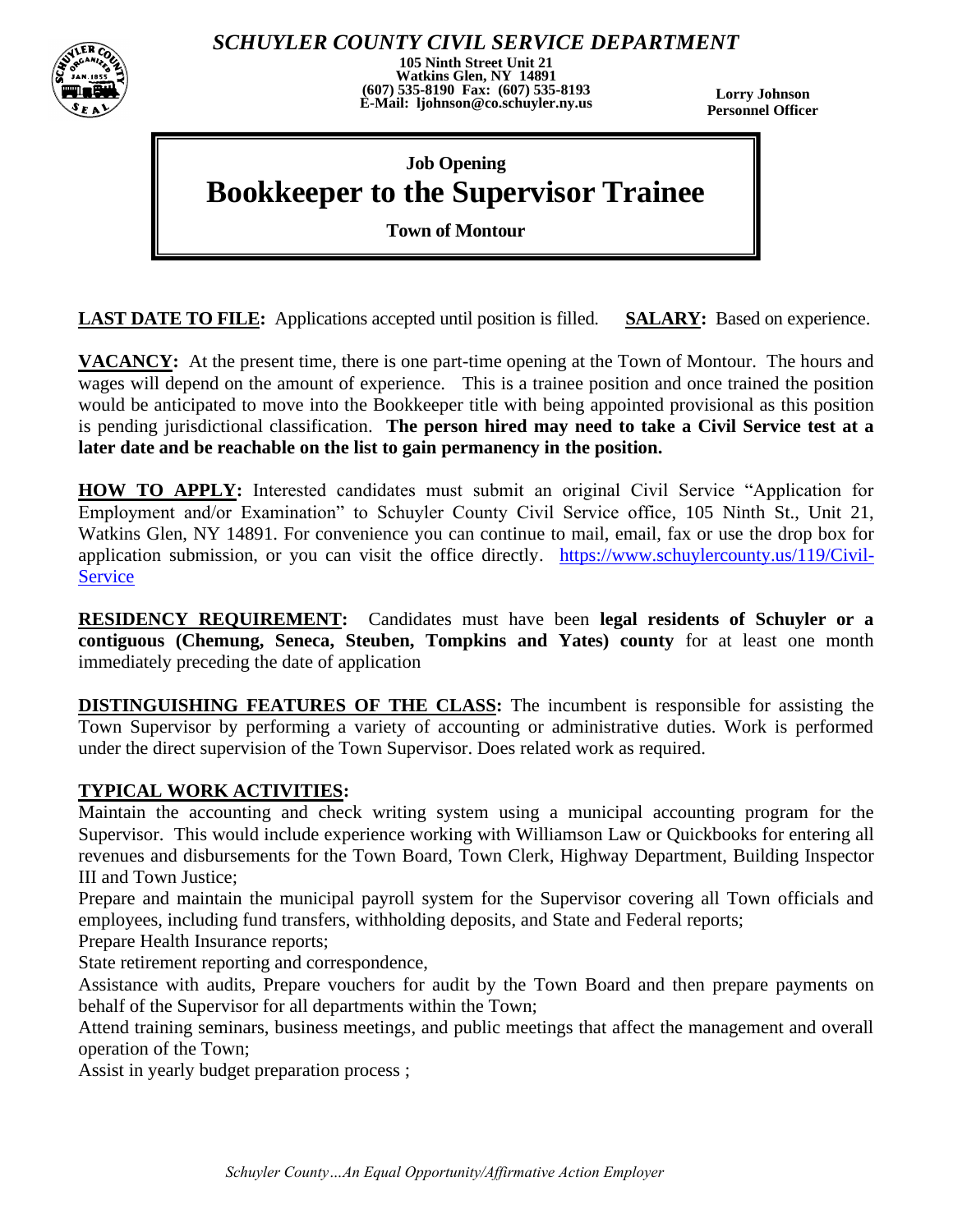# SCHUYLER COUNTY CIVIL SERVICE DEPARTMENT

**105 Ninth Street Unit 21**
**Watkins Glen, NY 14891**
**(607) 535-8190 Fax: (607) 535-8193**
**E-Mail: ljohnson@co.schuyler.ny.us**

**Lorry Johnson**
**Personnel Officer**

**Job Opening**

## Bookkeeper to the Supervisor Trainee

**Town of Montour**

**LAST DATE TO FILE:** Applications accepted until position is filled. **SALARY:** Based on experience.

**VACANCY:** At the present time, there is one part-time opening at the Town of Montour. The hours and wages will depend on the amount of experience. This is a trainee position and once trained the position would be anticipated to move into the Bookkeeper title with being appointed provisional as this position is pending jurisdictional classification. **The person hired may need to take a Civil Service test at a later date and be reachable on the list to gain permanency in the position.**

**HOW TO APPLY:** Interested candidates must submit an original Civil Service "Application for Employment and/or Examination" to Schuyler County Civil Service office, 105 Ninth St., Unit 21, Watkins Glen, NY 14891. For convenience you can continue to mail, email, fax or use the drop box for application submission, or you can visit the office directly. https://www.schuylercounty.us/119/Civil-Service

**RESIDENCY REQUIREMENT:** Candidates must have been **legal residents of Schuyler or a contiguous (Chemung, Seneca, Steuben, Tompkins and Yates) county** for at least one month immediately preceding the date of application

**DISTINGUISHING FEATURES OF THE CLASS:** The incumbent is responsible for assisting the Town Supervisor by performing a variety of accounting or administrative duties. Work is performed under the direct supervision of the Town Supervisor. Does related work as required.

**TYPICAL WORK ACTIVITIES:**

Maintain the accounting and check writing system using a municipal accounting program for the Supervisor. This would include experience working with Williamson Law or Quickbooks for entering all revenues and disbursements for the Town Board, Town Clerk, Highway Department, Building Inspector III and Town Justice;

Prepare and maintain the municipal payroll system for the Supervisor covering all Town officials and employees, including fund transfers, withholding deposits, and State and Federal reports;

Prepare Health Insurance reports;

State retirement reporting and correspondence,

Assistance with audits, Prepare vouchers for audit by the Town Board and then prepare payments on behalf of the Supervisor for all departments within the Town;

Attend training seminars, business meetings, and public meetings that affect the management and overall operation of the Town;

Assist in yearly budget preparation process ;

*Schuyler County…An Equal Opportunity/Affirmative Action Employer*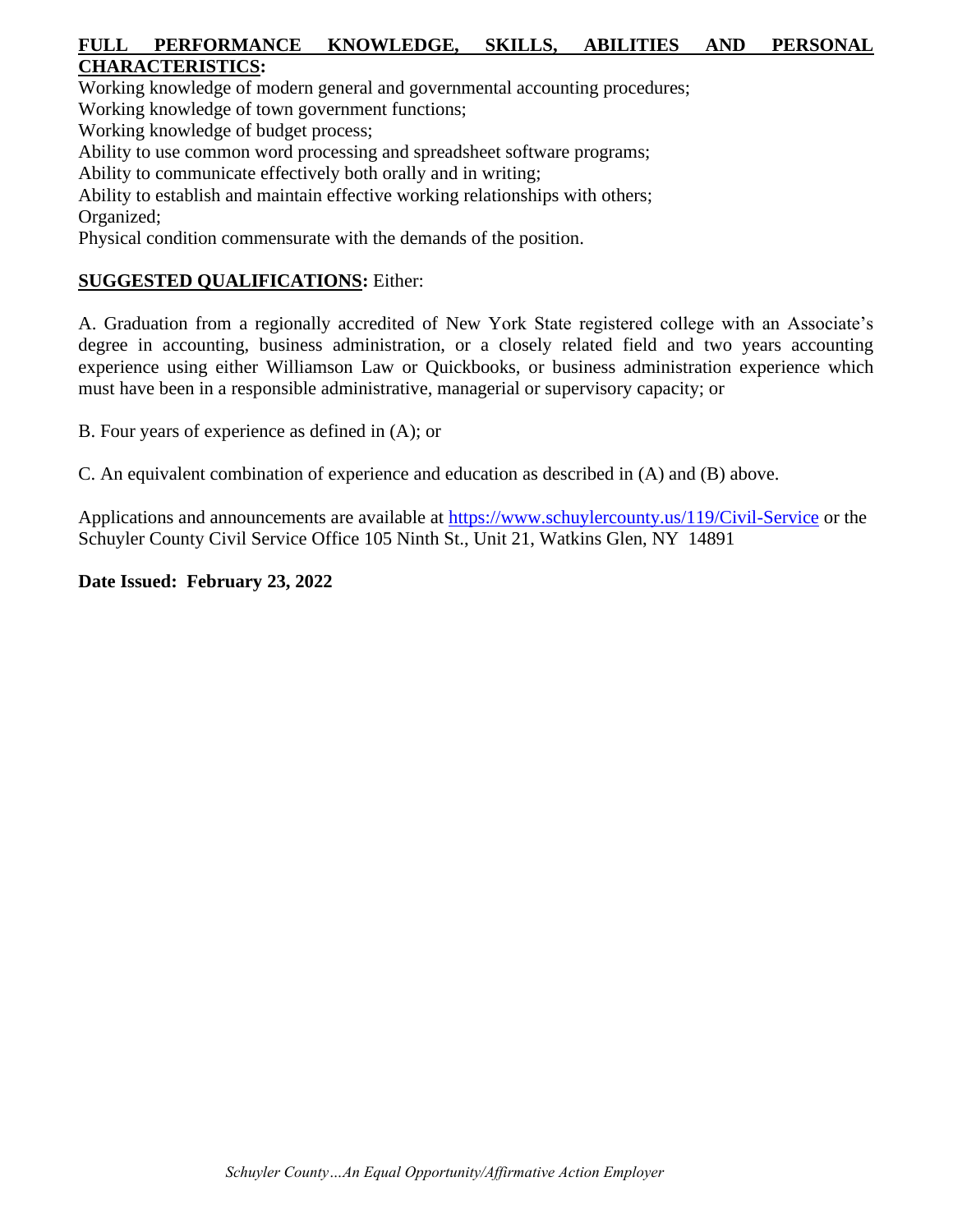**FULL PERFORMANCE KNOWLEDGE, SKILLS, ABILITIES AND PERSONAL CHARACTERISTICS:**

Working knowledge of modern general and governmental accounting procedures;
Working knowledge of town government functions;
Working knowledge of budget process;
Ability to use common word processing and spreadsheet software programs;
Ability to communicate effectively both orally and in writing;
Ability to establish and maintain effective working relationships with others;
Organized;
Physical condition commensurate with the demands of the position.

**SUGGESTED QUALIFICATIONS:** Either:

A. Graduation from a regionally accredited of New York State registered college with an Associate's degree in accounting, business administration, or a closely related field and two years accounting experience using either Williamson Law or Quickbooks, or business administration experience which must have been in a responsible administrative, managerial or supervisory capacity; or

B. Four years of experience as defined in (A); or

C. An equivalent combination of experience and education as described in (A) and (B) above.

Applications and announcements are available at https://www.schuylercounty.us/119/Civil-Service or the Schuyler County Civil Service Office 105 Ninth St., Unit 21, Watkins Glen, NY 14891

**Date Issued: February 23, 2022**

*Schuyler County…An Equal Opportunity/Affirmative Action Employer*